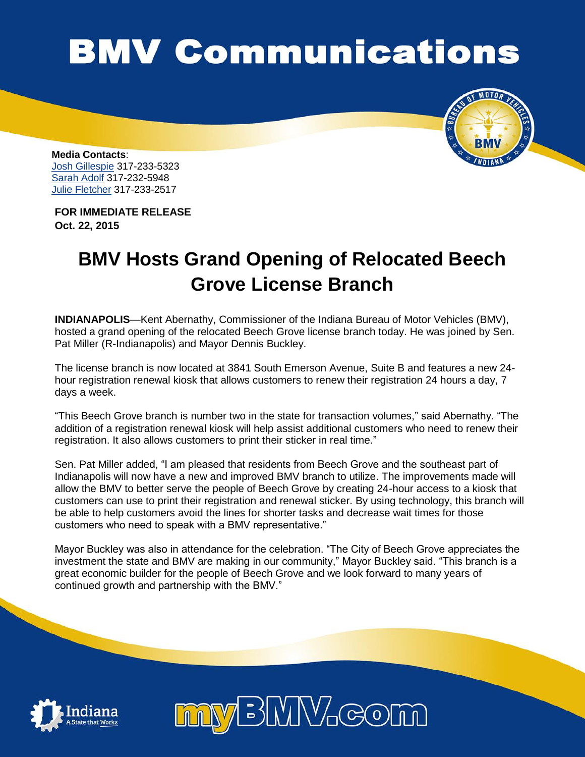# BMV Communications

**Media Contacts**:
Josh Gillespie 317-233-5323
Sarah Adolf 317-232-5948
Julie Fletcher 317-233-2517

**FOR IMMEDIATE RELEASE**
**Oct. 22, 2015**

## BMV Hosts Grand Opening of Relocated Beech Grove License Branch

**INDIANAPOLIS**—Kent Abernathy, Commissioner of the Indiana Bureau of Motor Vehicles (BMV), hosted a grand opening of the relocated Beech Grove license branch today. He was joined by Sen. Pat Miller (R-Indianapolis) and Mayor Dennis Buckley.

The license branch is now located at 3841 South Emerson Avenue, Suite B and features a new 24-hour registration renewal kiosk that allows customers to renew their registration 24 hours a day, 7 days a week.

"This Beech Grove branch is number two in the state for transaction volumes," said Abernathy. "The addition of a registration renewal kiosk will help assist additional customers who need to renew their registration. It also allows customers to print their sticker in real time."

Sen. Pat Miller added, "I am pleased that residents from Beech Grove and the southeast part of Indianapolis will now have a new and improved BMV branch to utilize. The improvements made will allow the BMV to better serve the people of Beech Grove by creating 24-hour access to a kiosk that customers can use to print their registration and renewal sticker. By using technology, this branch will be able to help customers avoid the lines for shorter tasks and decrease wait times for those customers who need to speak with a BMV representative."

Mayor Buckley was also in attendance for the celebration. "The City of Beech Grove appreciates the investment the state and BMV are making in our community," Mayor Buckley said. "This branch is a great economic builder for the people of Beech Grove and we look forward to many years of continued growth and partnership with the BMV."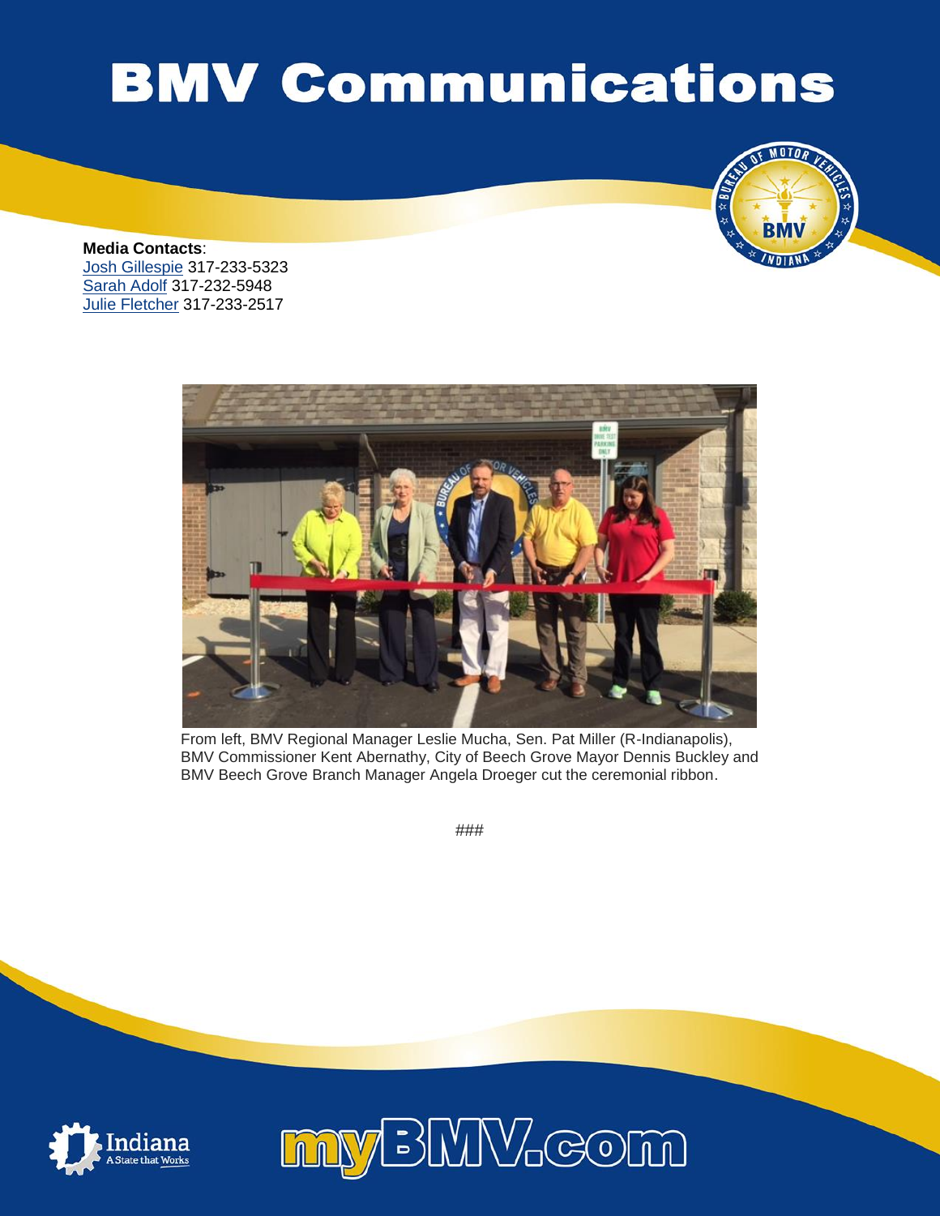# BMV Communications

**Media Contacts**:
Josh Gillespie 317-233-5323
Sarah Adolf 317-232-5948
Julie Fletcher 317-233-2517

From left, BMV Regional Manager Leslie Mucha, Sen. Pat Miller (R-Indianapolis), BMV Commissioner Kent Abernathy, City of Beech Grove Mayor Dennis Buckley and BMV Beech Grove Branch Manager Angela Droeger cut the ceremonial ribbon.

###

myBMV.com